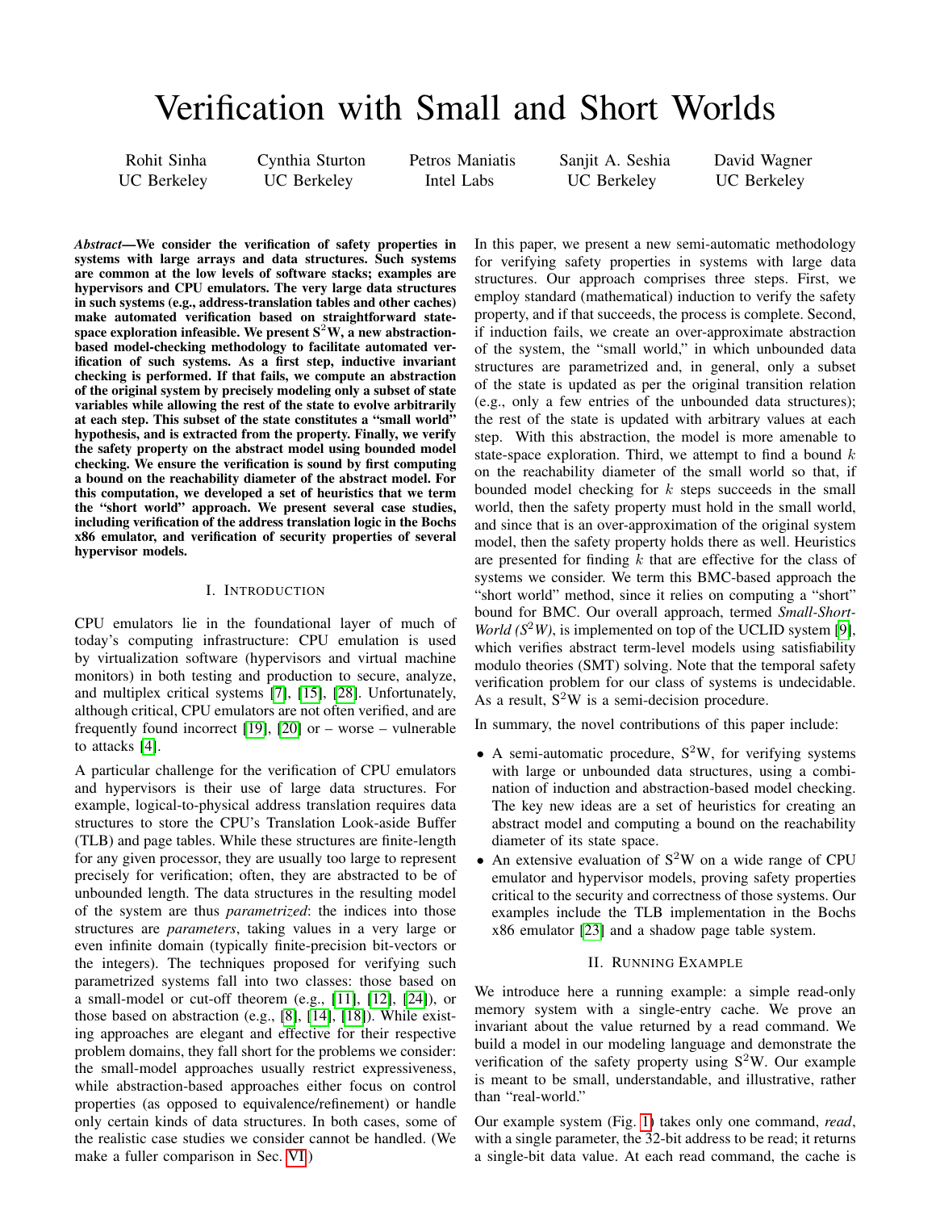# Verification with Small and Short Worlds

Rohit Sinha, UC Berkeley
Cynthia Sturton, UC Berkeley
Petros Maniatis, Intel Labs
Sanjit A. Seshia, UC Berkeley
David Wagner, UC Berkeley

***Abstract*—We consider the verification of safety properties in systems with large arrays and data structures. Such systems are common at the low levels of software stacks; examples are hypervisors and CPU emulators. The very large data structures in such systems (e.g., address-translation tables and other caches) make automated verification based on straightforward state-space exploration infeasible. We present S$^2$W, a new abstraction-based model-checking methodology to facilitate automated verification of such systems. As a first step, inductive invariant checking is performed. If that fails, we compute an abstraction of the original system by precisely modeling only a subset of state variables while allowing the rest of the state to evolve arbitrarily at each step. This subset of the state constitutes a "small world" hypothesis, and is extracted from the property. Finally, we verify the safety property on the abstract model using bounded model checking. We ensure the verification is sound by first computing a bound on the reachability diameter of the abstract model. For this computation, we developed a set of heuristics that we term the "short world" approach. We present several case studies, including verification of the address translation logic in the Bochs x86 emulator, and verification of security properties of several hypervisor models.**

## I. Introduction

CPU emulators lie in the foundational layer of much of today's computing infrastructure: CPU emulation is used by virtualization software (hypervisors and virtual machine monitors) in both testing and production to secure, analyze, and multiplex critical systems [7], [15], [28]. Unfortunately, although critical, CPU emulators are not often verified, and are frequently found incorrect [19], [20] or – worse – vulnerable to attacks [4].

A particular challenge for the verification of CPU emulators and hypervisors is their use of large data structures. For example, logical-to-physical address translation requires data structures to store the CPU's Translation Look-aside Buffer (TLB) and page tables. While these structures are finite-length for any given processor, they are usually too large to represent precisely for verification; often, they are abstracted to be of unbounded length. The data structures in the resulting model of the system are thus *parametrized*: the indices into those structures are *parameters*, taking values in a very large or even infinite domain (typically finite-precision bit-vectors or the integers). The techniques proposed for verifying such parametrized systems fall into two classes: those based on a small-model or cut-off theorem (e.g., [11], [12], [24]), or those based on abstraction (e.g., [8], [14], [18]). While existing approaches are elegant and effective for their respective problem domains, they fall short for the problems we consider: the small-model approaches usually restrict expressiveness, while abstraction-based approaches either focus on control properties (as opposed to equivalence/refinement) or handle only certain kinds of data structures. In both cases, some of the realistic case studies we consider cannot be handled. (We make a fuller comparison in Sec. VI.)

In this paper, we present a new semi-automatic methodology for verifying safety properties in systems with large data structures. Our approach comprises three steps. First, we employ standard (mathematical) induction to verify the safety property, and if that succeeds, the process is complete. Second, if induction fails, we create an over-approximate abstraction of the system, the "small world," in which unbounded data structures are parametrized and, in general, only a subset of the state is updated as per the original transition relation (e.g., only a few entries of the unbounded data structures); the rest of the state is updated with arbitrary values at each step. With this abstraction, the model is more amenable to state-space exploration. Third, we attempt to find a bound $k$ on the reachability diameter of the small world so that, if bounded model checking for $k$ steps succeeds in the small world, then the safety property must hold in the small world, and since that is an over-approximation of the original system model, then the safety property holds there as well. Heuristics are presented for finding $k$ that are effective for the class of systems we consider. We term this BMC-based approach the "short world" method, since it relies on computing a "short" bound for BMC. Our overall approach, termed *Small-Short-World (S$^2$W)*, is implemented on top of the UCLID system [9], which verifies abstract term-level models using satisfiability modulo theories (SMT) solving. Note that the temporal safety verification problem for our class of systems is undecidable. As a result, S$^2$W is a semi-decision procedure.

In summary, the novel contributions of this paper include:

- A semi-automatic procedure, S$^2$W, for verifying systems with large or unbounded data structures, using a combination of induction and abstraction-based model checking. The key new ideas are a set of heuristics for creating an abstract model and computing a bound on the reachability diameter of its state space.
- An extensive evaluation of S$^2$W on a wide range of CPU emulator and hypervisor models, proving safety properties critical to the security and correctness of those systems. Our examples include the TLB implementation in the Bochs x86 emulator [23] and a shadow page table system.

## II. Running Example

We introduce here a running example: a simple read-only memory system with a single-entry cache. We prove an invariant about the value returned by a read command. We build a model in our modeling language and demonstrate the verification of the safety property using S$^2$W. Our example is meant to be small, understandable, and illustrative, rather than "real-world."

Our example system (Fig. 1) takes only one command, *read*, with a single parameter, the 32-bit address to be read; it returns a single-bit data value. At each read command, the cache is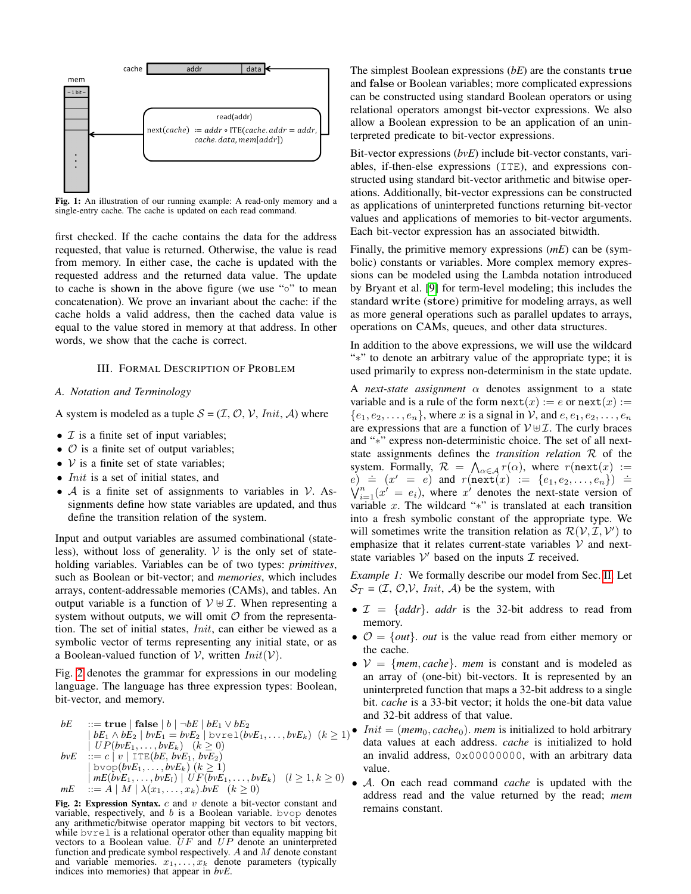Fig. 1: An illustration of our running example: A read-only memory and a single-entry cache. The cache is updated on each read command.

first checked. If the cache contains the data for the address requested, that value is returned. Otherwise, the value is read from memory. In either case, the cache is updated with the requested address and the returned data value. The update to cache is shown in the above figure (we use "$\circ$" to mean concatenation). We prove an invariant about the cache: if the cache holds a valid address, then the cached data value is equal to the value stored in memory at that address. In other words, we show that the cache is correct.

## III. Formal Description of Problem

### A. Notation and Terminology

A system is modeled as a tuple $\mathcal{S} = (\mathcal{I}, \mathcal{O}, \mathcal{V}, Init, \mathcal{A})$ where

- $\mathcal{I}$ is a finite set of input variables;
- $\mathcal{O}$ is a finite set of output variables;
- $\mathcal{V}$ is a finite set of state variables;
- $Init$ is a set of initial states, and
- $\mathcal{A}$ is a finite set of assignments to variables in $\mathcal{V}$. Assignments define how state variables are updated, and thus define the transition relation of the system.

Input and output variables are assumed combinational (stateless), without loss of generality. $\mathcal{V}$ is the only set of state-holding variables. Variables can be of two types: *primitives*, such as Boolean or bit-vector; and *memories*, which includes arrays, content-addressable memories (CAMs), and tables. An output variable is a function of $\mathcal{V} \uplus \mathcal{I}$. When representing a system without outputs, we will omit $\mathcal{O}$ from the representation. The set of initial states, $Init$, can either be viewed as a symbolic vector of terms representing any initial state, or as a Boolean-valued function of $\mathcal{V}$, written $Init(\mathcal{V})$.

Fig. 2 denotes the grammar for expressions in our modeling language. The language has three expression types: Boolean, bit-vector, and memory.

$$
\begin{aligned}
bE \quad &::= \mathbf{true} \mid \mathbf{false} \mid b \mid \neg bE \mid bE_1 \vee bE_2 \\
&\mid bE_1 \wedge bE_2 \mid bvE_1 = bvE_2 \mid \mathtt{bvrel}(bvE_1, \ldots, bvE_k) \quad (k \geq 1) \\
&\mid UP(bvE_1, \ldots, bvE_k) \quad (k \geq 0) \\
bvE \quad &::= c \mid v \mid \mathtt{ITE}(bE, bvE_1, bvE_2) \\
&\mid \mathtt{bvop}(bvE_1, \ldots, bvE_k) \ (k \geq 1) \\
&\mid mE(bvE_1, \ldots, bvE_l) \mid UF(bvE_1, \ldots, bvE_k) \quad (l \geq 1, k \geq 0) \\
mE \quad &::= A \mid M \mid \lambda(x_1, \ldots, x_k).bvE \quad (k \geq 0)
\end{aligned}
$$

**Fig. 2: Expression Syntax.** $c$ and $v$ denote a bit-vector constant and variable, respectively, and $b$ is a Boolean variable. bvop denotes any arithmetic/bitwise operator mapping bit vectors to bit vectors, while bvrel is a relational operator other than equality mapping bit vectors to a Boolean value. $UF$ and $UP$ denote an uninterpreted function and predicate symbol respectively. $A$ and $M$ denote constant and variable memories. $x_1, \ldots, x_k$ denote parameters (typically indices into memories) that appear in $bvE$.

The simplest Boolean expressions ($bE$) are the constants **true** and **false** or Boolean variables; more complicated expressions can be constructed using standard Boolean operators or using relational operators amongst bit-vector expressions. We also allow a Boolean expression to be an application of an uninterpreted predicate to bit-vector expressions.

Bit-vector expressions ($bvE$) include bit-vector constants, variables, if-then-else expressions (ITE), and expressions constructed using standard bit-vector arithmetic and bitwise operations. Additionally, bit-vector expressions can be constructed as applications of uninterpreted functions returning bit-vector values and applications of memories to bit-vector arguments. Each bit-vector expression has an associated bitwidth.

Finally, the primitive memory expressions ($mE$) can be (symbolic) constants or variables. More complex memory expressions can be modeled using the Lambda notation introduced by Bryant et al. [9] for term-level modeling; this includes the standard **write** (**store**) primitive for modeling arrays, as well as more general operations such as parallel updates to arrays, operations on CAMs, queues, and other data structures.

In addition to the above expressions, we will use the wildcard "$*$" to denote an arbitrary value of the appropriate type; it is used primarily to express non-determinism in the state update.

A *next-state assignment* $\alpha$ denotes assignment to a state variable and is a rule of the form $\mathtt{next}(x) := e$ or $\mathtt{next}(x) := \{e_1, e_2, \ldots, e_n\}$, where $x$ is a signal in $\mathcal{V}$, and $e, e_1, e_2, \ldots, e_n$ are expressions that are a function of $\mathcal{V} \uplus \mathcal{I}$. The curly braces and "$*$" express non-deterministic choice. The set of all next-state assignments defines the *transition relation* $\mathcal{R}$ of the system. Formally, $\mathcal{R} = \bigwedge_{\alpha \in \mathcal{A}} r(\alpha)$, where $r(\mathtt{next}(x) := e) \doteq (x' = e)$ and $r(\mathtt{next}(x) := \{e_1, e_2, \ldots, e_n\}) \doteq \bigvee_{i=1}^{n}(x' = e_i)$, where $x'$ denotes the next-state version of variable $x$. The wildcard "$*$" is translated at each transition into a fresh symbolic constant of the appropriate type. We will sometimes write the transition relation as $\mathcal{R}(\mathcal{V}, \mathcal{I}, \mathcal{V}')$ to emphasize that it relates current-state variables $\mathcal{V}$ and next-state variables $\mathcal{V}'$ based on the inputs $\mathcal{I}$ received.

*Example 1:* We formally describe our model from Sec. II. Let $\mathcal{S}_T = (\mathcal{I}, \mathcal{O}, \mathcal{V}, Init, \mathcal{A})$ be the system, with

- $\mathcal{I} = \{addr\}$. $addr$ is the 32-bit address to read from memory.
- $\mathcal{O} = \{out\}$. $out$ is the value read from either memory or the cache.
- $\mathcal{V} = \{mem, cache\}$. $mem$ is constant and is modeled as an array of (one-bit) bit-vectors. It is represented by an uninterpreted function that maps a 32-bit address to a single bit. $cache$ is a 33-bit vector; it holds the one-bit data value and 32-bit address of that value.
- $Init = (mem_0, cache_0)$. $mem$ is initialized to hold arbitrary data values at each address. $cache$ is initialized to hold an invalid address, 0x00000000, with an arbitrary data value.
- $\mathcal{A}$. On each read command $cache$ is updated with the address read and the value returned by the read; $mem$ remains constant.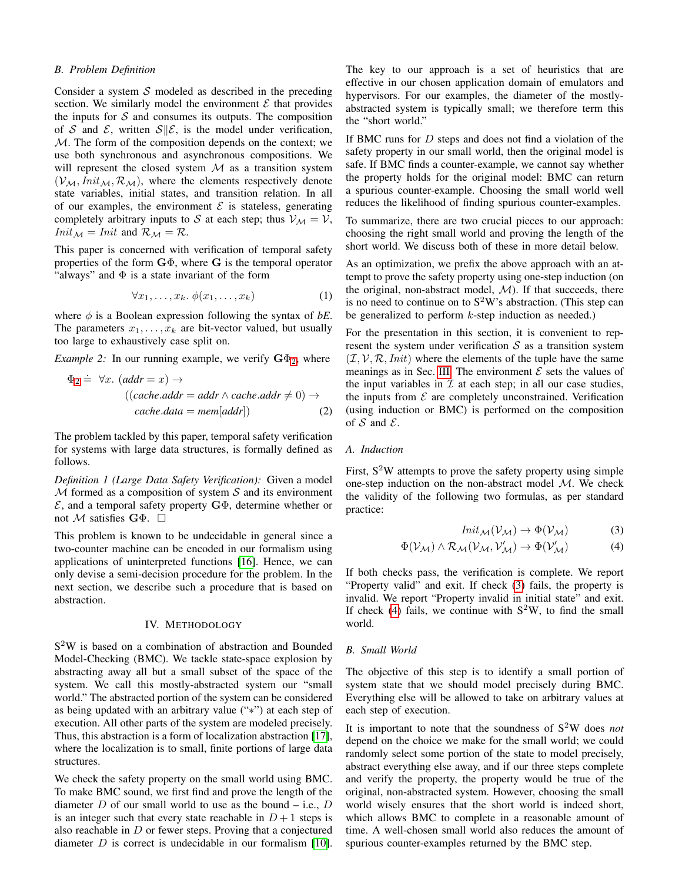### B. Problem Definition

Consider a system $\mathcal{S}$ modeled as described in the preceding section. We similarly model the environment $\mathcal{E}$ that provides the inputs for $\mathcal{S}$ and consumes its outputs. The composition of $\mathcal{S}$ and $\mathcal{E}$, written $\mathcal{S}\|\mathcal{E}$, is the model under verification, $\mathcal{M}$. The form of the composition depends on the context; we use both synchronous and asynchronous compositions. We will represent the closed system $\mathcal{M}$ as a transition system $(\mathcal{V}_\mathcal{M}, \mathit{Init}_\mathcal{M}, \mathcal{R}_\mathcal{M})$, where the elements respectively denote state variables, initial states, and transition relation. In all of our examples, the environment $\mathcal{E}$ is stateless, generating completely arbitrary inputs to $\mathcal{S}$ at each step; thus $\mathcal{V}_\mathcal{M} = \mathcal{V}$, $\mathit{Init}_\mathcal{M} = \mathit{Init}$ and $\mathcal{R}_\mathcal{M} = \mathcal{R}$.

This paper is concerned with verification of temporal safety properties of the form $\mathbf{G}\Phi$, where $\mathbf{G}$ is the temporal operator "always" and $\Phi$ is a state invariant of the form

$$\forall x_1, \ldots, x_k.\ \phi(x_1, \ldots, x_k) \tag{1}$$

where $\phi$ is a Boolean expression following the syntax of *bE*. The parameters $x_1, \ldots, x_k$ are bit-vector valued, but usually too large to exhaustively case split on.

*Example 2:* In our running example, we verify $\mathbf{G}\Phi_2$, where

$$\begin{aligned}\Phi_2 \doteq\ \forall x.\ (\mathit{addr} = x) \rightarrow & \\ ((\mathit{cache.addr} = \mathit{addr} \wedge \mathit{cache.addr} \neq 0) \rightarrow & \\ \mathit{cache.data} = \mathit{mem}[\mathit{addr}]) & \end{aligned} \tag{2}$$

The problem tackled by this paper, temporal safety verification for systems with large data structures, is formally defined as follows.

*Definition 1 (Large Data Safety Verification):* Given a model $\mathcal{M}$ formed as a composition of system $\mathcal{S}$ and its environment $\mathcal{E}$, and a temporal safety property $\mathbf{G}\Phi$, determine whether or not $\mathcal{M}$ satisfies $\mathbf{G}\Phi$. □

This problem is known to be undecidable in general since a two-counter machine can be encoded in our formalism using applications of uninterpreted functions [16]. Hence, we can only devise a semi-decision procedure for the problem. In the next section, we describe such a procedure that is based on abstraction.

## IV. Methodology

S$^2$W is based on a combination of abstraction and Bounded Model-Checking (BMC). We tackle state-space explosion by abstracting away all but a small subset of the space of the system. We call this mostly-abstracted system our "small world." The abstracted portion of the system can be considered as being updated with an arbitrary value ("$*$") at each step of execution. All other parts of the system are modeled precisely. Thus, this abstraction is a form of localization abstraction [17], where the localization is to small, finite portions of large data structures.

We check the safety property on the small world using BMC. To make BMC sound, we first find and prove the length of the diameter $D$ of our small world to use as the bound – i.e., $D$ is an integer such that every state reachable in $D+1$ steps is also reachable in $D$ or fewer steps. Proving that a conjectured diameter $D$ is correct is undecidable in our formalism [10]. The key to our approach is a set of heuristics that are effective in our chosen application domain of emulators and hypervisors. For our examples, the diameter of the mostly-abstracted system is typically small; we therefore term this the "short world."

If BMC runs for $D$ steps and does not find a violation of the safety property in our small world, then the original model is safe. If BMC finds a counter-example, we cannot say whether the property holds for the original model: BMC can return a spurious counter-example. Choosing the small world well reduces the likelihood of finding spurious counter-examples.

To summarize, there are two crucial pieces to our approach: choosing the right small world and proving the length of the short world. We discuss both of these in more detail below.

As an optimization, we prefix the above approach with an attempt to prove the safety property using one-step induction (on the original, non-abstract model, $\mathcal{M}$). If that succeeds, there is no need to continue on to S$^2$W's abstraction. (This step can be generalized to perform $k$-step induction as needed.)

For the presentation in this section, it is convenient to represent the system under verification $\mathcal{S}$ as a transition system $(\mathcal{I}, \mathcal{V}, \mathcal{R}, \mathit{Init})$ where the elements of the tuple have the same meanings as in Sec. III. The environment $\mathcal{E}$ sets the values of the input variables in $\mathcal{I}$ at each step; in all our case studies, the inputs from $\mathcal{E}$ are completely unconstrained. Verification (using induction or BMC) is performed on the composition of $\mathcal{S}$ and $\mathcal{E}$.

### A. Induction

First, S$^2$W attempts to prove the safety property using simple one-step induction on the non-abstract model $\mathcal{M}$. We check the validity of the following two formulas, as per standard practice:

$$\mathit{Init}_\mathcal{M}(\mathcal{V}_\mathcal{M}) \rightarrow \Phi(\mathcal{V}_\mathcal{M}) \tag{3}$$

$$\Phi(\mathcal{V}_\mathcal{M}) \wedge \mathcal{R}_\mathcal{M}(\mathcal{V}_\mathcal{M}, \mathcal{V}'_\mathcal{M}) \rightarrow \Phi(\mathcal{V}'_\mathcal{M}) \tag{4}$$

If both checks pass, the verification is complete. We report "Property valid" and exit. If check (3) fails, the property is invalid. We report "Property invalid in initial state" and exit. If check (4) fails, we continue with S$^2$W, to find the small world.

### B. Small World

The objective of this step is to identify a small portion of system state that we should model precisely during BMC. Everything else will be allowed to take on arbitrary values at each step of execution.

It is important to note that the soundness of S$^2$W does *not* depend on the choice we make for the small world; we could randomly select some portion of the state to model precisely, abstract everything else away, and if our three steps complete and verify the property, the property would be true of the original, non-abstracted system. However, choosing the small world wisely ensures that the short world is indeed short, which allows BMC to complete in a reasonable amount of time. A well-chosen small world also reduces the amount of spurious counter-examples returned by the BMC step.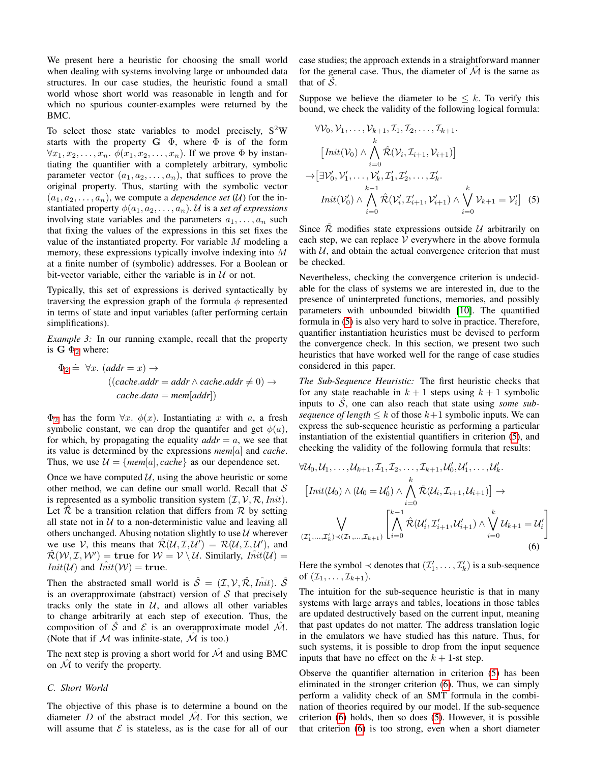We present here a heuristic for choosing the small world when dealing with systems involving large or unbounded data structures. In our case studies, the heuristic found a small world whose short world was reasonable in length and for which no spurious counter-examples were returned by the BMC.

To select those state variables to model precisely, S$^2$W starts with the property $\mathbf{G}\ \Phi$, where $\Phi$ is of the form $\forall x_1, x_2, \ldots, x_n.\ \phi(x_1, x_2, \ldots, x_n)$. If we prove $\Phi$ by instantiating the quantifier with a completely arbitrary, symbolic parameter vector $(a_1, a_2, \ldots, a_n)$, that suffices to prove the original property. Thus, starting with the symbolic vector $(a_1, a_2, \ldots, a_n)$, we compute a *dependence set* ($\mathcal{U}$) for the instantiated property $\phi(a_1, a_2, \ldots, a_n)$. $\mathcal{U}$ is a *set of expressions* involving state variables and the parameters $a_1, \ldots, a_n$ such that fixing the values of the expressions in this set fixes the value of the instantiated property. For variable $M$ modeling a memory, these expressions typically involve indexing into $M$ at a finite number of (symbolic) addresses. For a Boolean or bit-vector variable, either the variable is in $\mathcal{U}$ or not.

Typically, this set of expressions is derived syntactically by traversing the expression graph of the formula $\phi$ represented in terms of state and input variables (after performing certain simplifications).

*Example 3:* In our running example, recall that the property is $\mathbf{G}\ \Phi_2$ where:

$$\Phi_2 \doteq \forall x.\ (addr = x) \rightarrow ((cache.addr = addr \wedge cache.addr \neq 0) \rightarrow cache.data = mem[addr])$$

$\Phi_2$ has the form $\forall x.\ \phi(x)$. Instantiating $x$ with $a$, a fresh symbolic constant, we can drop the quantifier and get $\phi(a)$, for which, by propagating the equality $addr = a$, we see that its value is determined by the expressions $mem[a]$ and $cache$. Thus, we use $\mathcal{U} = \{mem[a], cache\}$ as our dependence set.

Once we have computed $\mathcal{U}$, using the above heuristic or some other method, we can define our small world. Recall that $\mathcal{S}$ is represented as a symbolic transition system $(\mathcal{I}, \mathcal{V}, \mathcal{R}, Init)$. Let $\hat{\mathcal{R}}$ be a transition relation that differs from $\mathcal{R}$ by setting all state not in $\mathcal{U}$ to a non-deterministic value and leaving all others unchanged. Abusing notation slightly to use $\mathcal{U}$ wherever we use $\mathcal{V}$, this means that $\hat{\mathcal{R}}(\mathcal{U}, \mathcal{I}, \mathcal{U}') = \mathcal{R}(\mathcal{U}, \mathcal{I}, \mathcal{U}')$, and $\hat{\mathcal{R}}(\mathcal{W}, \mathcal{I}, \mathcal{W}') = \mathbf{true}$ for $\mathcal{W} = \mathcal{V} \setminus \mathcal{U}$. Similarly, $\hat{Init}(\mathcal{U}) = Init(\mathcal{U})$ and $\hat{Init}(\mathcal{W}) = \mathbf{true}$.

Then the abstracted small world is $\hat{\mathcal{S}} = (\mathcal{I}, \mathcal{V}, \hat{\mathcal{R}}, \hat{Init})$. $\hat{\mathcal{S}}$ is an overapproximate (abstract) version of $\mathcal{S}$ that precisely tracks only the state in $\mathcal{U}$, and allows all other variables to change arbitrarily at each step of execution. Thus, the composition of $\hat{\mathcal{S}}$ and $\mathcal{E}$ is an overapproximate model $\hat{\mathcal{M}}$. (Note that if $\mathcal{M}$ was infinite-state, $\hat{\mathcal{M}}$ is too.)

The next step is proving a short world for $\hat{\mathcal{M}}$ and using BMC on $\hat{\mathcal{M}}$ to verify the property.

### C. Short World

The objective of this phase is to determine a bound on the diameter $D$ of the abstract model $\hat{\mathcal{M}}$. For this section, we will assume that $\mathcal{E}$ is stateless, as is the case for all of our case studies; the approach extends in a straightforward manner for the general case. Thus, the diameter of $\hat{\mathcal{M}}$ is the same as that of $\hat{\mathcal{S}}$.

Suppose we believe the diameter to be $\leq k$. To verify this bound, we check the validity of the following logical formula:

$$\begin{aligned}
&\forall \mathcal{V}_0, \mathcal{V}_1, \ldots, \mathcal{V}_{k+1}, \mathcal{I}_1, \mathcal{I}_2, \ldots, \mathcal{I}_{k+1}. \\
&\quad \left[Init(\mathcal{V}_0) \wedge \bigwedge_{i=0}^{k} \hat{\mathcal{R}}(\mathcal{V}_i, \mathcal{I}_{i+1}, \mathcal{V}_{i+1})\right] \\
&\rightarrow \big[\exists \mathcal{V}'_0, \mathcal{V}'_1, \ldots, \mathcal{V}'_k, \mathcal{I}'_1, \mathcal{I}'_2, \ldots, \mathcal{I}'_k. \\
&\quad Init(\mathcal{V}'_0) \wedge \bigwedge_{i=0}^{k-1} \hat{\mathcal{R}}(\mathcal{V}'_i, \mathcal{I}'_{i+1}, \mathcal{V}'_{i+1}) \wedge \bigvee_{i=0}^{k} \mathcal{V}_{k+1} = \mathcal{V}'_i\big]
\end{aligned} \quad (5)$$

Since $\hat{\mathcal{R}}$ modifies state expressions outside $\mathcal{U}$ arbitrarily on each step, we can replace $\mathcal{V}$ everywhere in the above formula with $\mathcal{U}$, and obtain the actual convergence criterion that must be checked.

Nevertheless, checking the convergence criterion is undecidable for the class of systems we are interested in, due to the presence of uninterpreted functions, memories, and possibly parameters with unbounded bitwidth [10]. The quantified formula in (5) is also very hard to solve in practice. Therefore, quantifier instantiation heuristics must be devised to perform the convergence check. In this section, we present two such heuristics that have worked well for the range of case studies considered in this paper.

*The Sub-Sequence Heuristic:* The first heuristic checks that for any state reachable in $k+1$ steps using $k+1$ symbolic inputs to $\hat{\mathcal{S}}$, one can also reach that state using *some sub-sequence of length* $\leq k$ of those $k+1$ symbolic inputs. We can express the sub-sequence heuristic as performing a particular instantiation of the existential quantifiers in criterion (5), and checking the validity of the following formula that results:

$$\begin{aligned}
&\forall \mathcal{U}_0, \mathcal{U}_1, \ldots, \mathcal{U}_{k+1}, \mathcal{I}_1, \mathcal{I}_2, \ldots, \mathcal{I}_{k+1}, \mathcal{U}'_0, \mathcal{U}'_1, \ldots, \mathcal{U}'_k. \\
&\left[Init(\mathcal{U}_0) \wedge (\mathcal{U}_0 = \mathcal{U}'_0) \wedge \bigwedge_{i=0}^{k} \hat{\mathcal{R}}(\mathcal{U}_i, \mathcal{I}_{i+1}, \mathcal{U}_{i+1})\right] \rightarrow \\
&\bigvee_{(\mathcal{I}'_1, \ldots, \mathcal{I}'_k) \prec (\mathcal{I}_1, \ldots, \mathcal{I}_{k+1})} \left[\bigwedge_{i=0}^{k-1} \hat{\mathcal{R}}(\mathcal{U}'_i, \mathcal{I}'_{i+1}, \mathcal{U}'_{i+1}) \wedge \bigvee_{i=0}^{k} \mathcal{U}_{k+1} = \mathcal{U}'_i\right]
\end{aligned} \quad (6)$$

Here the symbol $\prec$ denotes that $(\mathcal{I}'_1, \ldots, \mathcal{I}'_k)$ is a sub-sequence of $(\mathcal{I}_1, \ldots, \mathcal{I}_{k+1})$.

The intuition for the sub-sequence heuristic is that in many systems with large arrays and tables, locations in those tables are updated destructively based on the current input, meaning that past updates do not matter. The address translation logic in the emulators we have studied has this nature. Thus, for such systems, it is possible to drop from the input sequence inputs that have no effect on the $k+1$-st step.

Observe the quantifier alternation in criterion (5) has been eliminated in the stronger criterion (6). Thus, we can simply perform a validity check of an SMT formula in the combination of theories required by our model. If the sub-sequence criterion (6) holds, then so does (5). However, it is possible that criterion (6) is too strong, even when a short diameter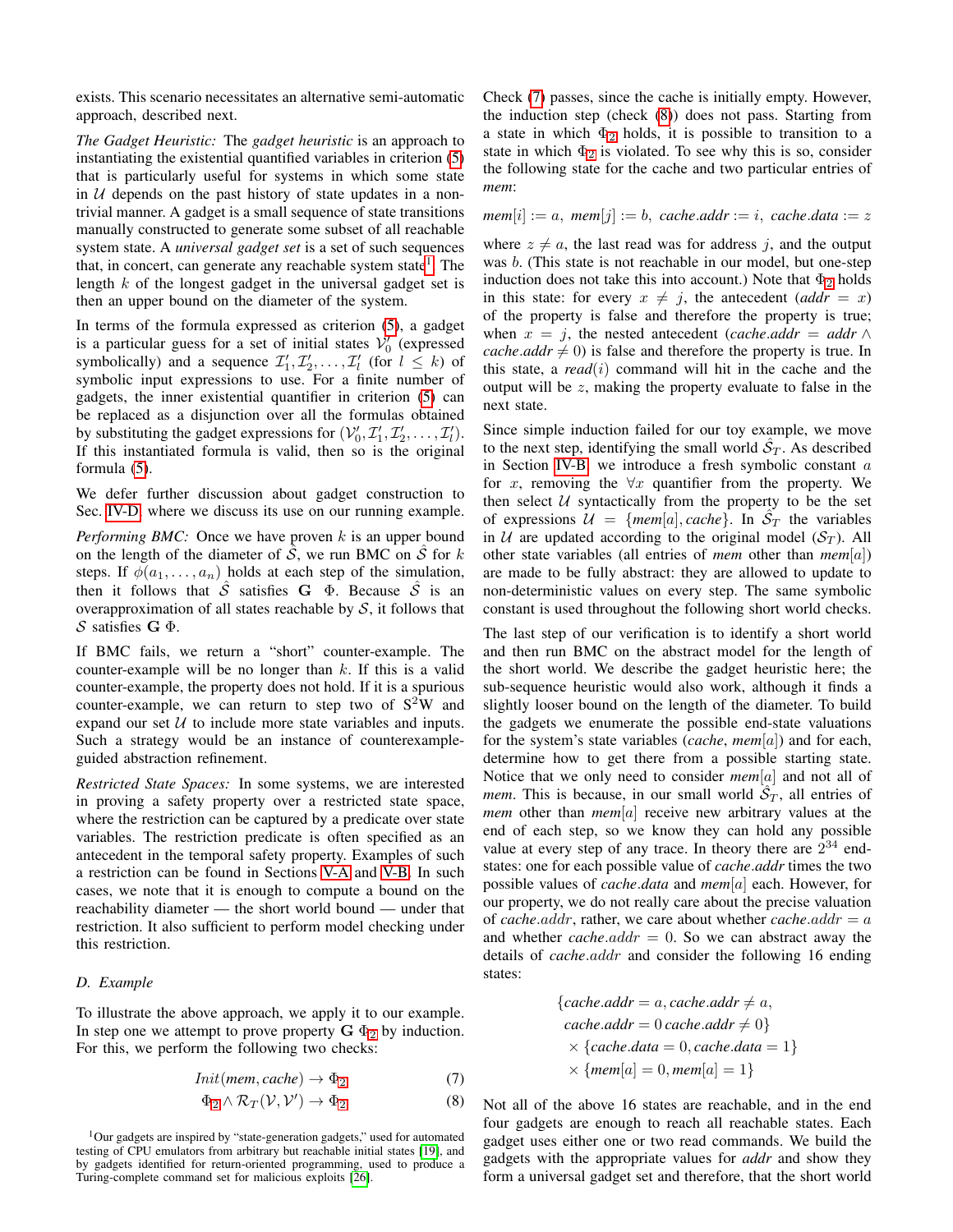exists. This scenario necessitates an alternative semi-automatic approach, described next.

*The Gadget Heuristic:* The *gadget heuristic* is an approach to instantiating the existential quantified variables in criterion (5) that is particularly useful for systems in which some state in $\mathcal{U}$ depends on the past history of state updates in a non-trivial manner. A gadget is a small sequence of state transitions manually constructed to generate some subset of all reachable system state. A *universal gadget set* is a set of such sequences that, in concert, can generate any reachable system state[1]. The length $k$ of the longest gadget in the universal gadget set is then an upper bound on the diameter of the system.

In terms of the formula expressed as criterion (5), a gadget is a particular guess for a set of initial states $\mathcal{V}_0'$ (expressed symbolically) and a sequence $\mathcal{I}_1', \mathcal{I}_2', \ldots, \mathcal{I}_l'$ (for $l \leq k$) of symbolic input expressions to use. For a finite number of gadgets, the inner existential quantifier in criterion (5) can be replaced as a disjunction over all the formulas obtained by substituting the gadget expressions for $(\mathcal{V}_0', \mathcal{I}_1', \mathcal{I}_2', \ldots, \mathcal{I}_l')$. If this instantiated formula is valid, then so is the original formula (5).

We defer further discussion about gadget construction to Sec. IV-D, where we discuss its use on our running example.

*Performing BMC:* Once we have proven $k$ is an upper bound on the length of the diameter of $\hat{\mathcal{S}}$, we run BMC on $\hat{\mathcal{S}}$ for $k$ steps. If $\phi(a_1, \ldots, a_n)$ holds at each step of the simulation, then it follows that $\hat{\mathcal{S}}$ satisfies $\mathbf{G}\ \Phi$. Because $\hat{\mathcal{S}}$ is an overapproximation of all states reachable by $\mathcal{S}$, it follows that $\mathcal{S}$ satisfies $\mathbf{G}\ \Phi$.

If BMC fails, we return a "short" counter-example. The counter-example will be no longer than $k$. If this is a valid counter-example, the property does not hold. If it is a spurious counter-example, we can return to step two of S$^2$W and expand our set $\mathcal{U}$ to include more state variables and inputs. Such a strategy would be an instance of counterexample-guided abstraction refinement.

*Restricted State Spaces:* In some systems, we are interested in proving a safety property over a restricted state space, where the restriction can be captured by a predicate over state variables. The restriction predicate is often specified as an antecedent in the temporal safety property. Examples of such a restriction can be found in Sections V-A and V-B. In such cases, we note that it is enough to compute a bound on the reachability diameter — the short world bound — under that restriction. It also sufficient to perform model checking under this restriction.

### D. Example

To illustrate the above approach, we apply it to our example. In step one we attempt to prove property $\mathbf{G}\ \Phi_2$ by induction. For this, we perform the following two checks:

$$Init(mem, cache) \rightarrow \Phi_2 \tag{7}$$

$$\Phi_2 \wedge \mathcal{R}_T(\mathcal{V}, \mathcal{V}') \rightarrow \Phi_2 \tag{8}$$

Check (7) passes, since the cache is initially empty. However, the induction step (check (8)) does not pass. Starting from a state in which $\Phi_2$ holds, it is possible to transition to a state in which $\Phi_2$ is violated. To see why this is so, consider the following state for the cache and two particular entries of *mem*:

$$mem[i] := a,\ mem[j] := b,\ cache.addr := i,\ cache.data := z$$

where $z \neq a$, the last read was for address $j$, and the output was $b$. (This state is not reachable in our model, but one-step induction does not take this into account.) Note that $\Phi_2$ holds in this state: for every $x \neq j$, the antecedent ($addr = x$) of the property is false and therefore the property is true; when $x = j$, the nested antecedent ($cache.addr = addr \wedge cache.addr \neq 0$) is false and therefore the property is true. In this state, a $read(i)$ command will hit in the cache and the output will be $z$, making the property evaluate to false in the next state.

Since simple induction failed for our toy example, we move to the next step, identifying the small world $\hat{\mathcal{S}}_T$. As described in Section IV-B, we introduce a fresh symbolic constant $a$ for $x$, removing the $\forall x$ quantifier from the property. We then select $\mathcal{U}$ syntactically from the property to be the set of expressions $\mathcal{U} = \{mem[a], cache\}$. In $\hat{\mathcal{S}}_T$ the variables in $\mathcal{U}$ are updated according to the original model ($\mathcal{S}_T$). All other state variables (all entries of *mem* other than $mem[a]$) are made to be fully abstract: they are allowed to update to non-deterministic values on every step. The same symbolic constant is used throughout the following short world checks.

The last step of our verification is to identify a short world and then run BMC on the abstract model for the length of the short world. We describe the gadget heuristic here; the sub-sequence heuristic would also work, although it finds a slightly looser bound on the length of the diameter. To build the gadgets we enumerate the possible end-state valuations for the system's state variables (*cache*, $mem[a]$) and for each, determine how to get there from a possible starting state. Notice that we only need to consider $mem[a]$ and not all of *mem*. This is because, in our small world $\hat{\mathcal{S}}_T$, all entries of *mem* other than $mem[a]$ receive new arbitrary values at the end of each step, so we know they can hold any possible value at every step of any trace. In theory there are $2^{34}$ end-states: one for each possible value of $cache.addr$ times the two possible values of $cache.data$ and $mem[a]$ each. However, for our property, we do not really care about the precise valuation of $cache.addr$, rather, we care about whether $cache.addr = a$ and whether $cache.addr = 0$. So we can abstract away the details of $cache.addr$ and consider the following 16 ending states:

$$\begin{aligned}
&\{cache.addr = a, cache.addr \neq a,\\
&\ cache.addr = 0\ cache.addr \neq 0\}\\
&\ \times \{cache.data = 0, cache.data = 1\}\\
&\ \times \{mem[a] = 0, mem[a] = 1\}
\end{aligned}$$

Not all of the above 16 states are reachable, and in the end four gadgets are enough to reach all reachable states. Each gadget uses either one or two read commands. We build the gadgets with the appropriate values for *addr* and show they form a universal gadget set and therefore, that the short world

[1] Our gadgets are inspired by "state-generation gadgets," used for automated testing of CPU emulators from arbitrary but reachable initial states [19], and by gadgets identified for return-oriented programming, used to produce a Turing-complete command set for malicious exploits [26].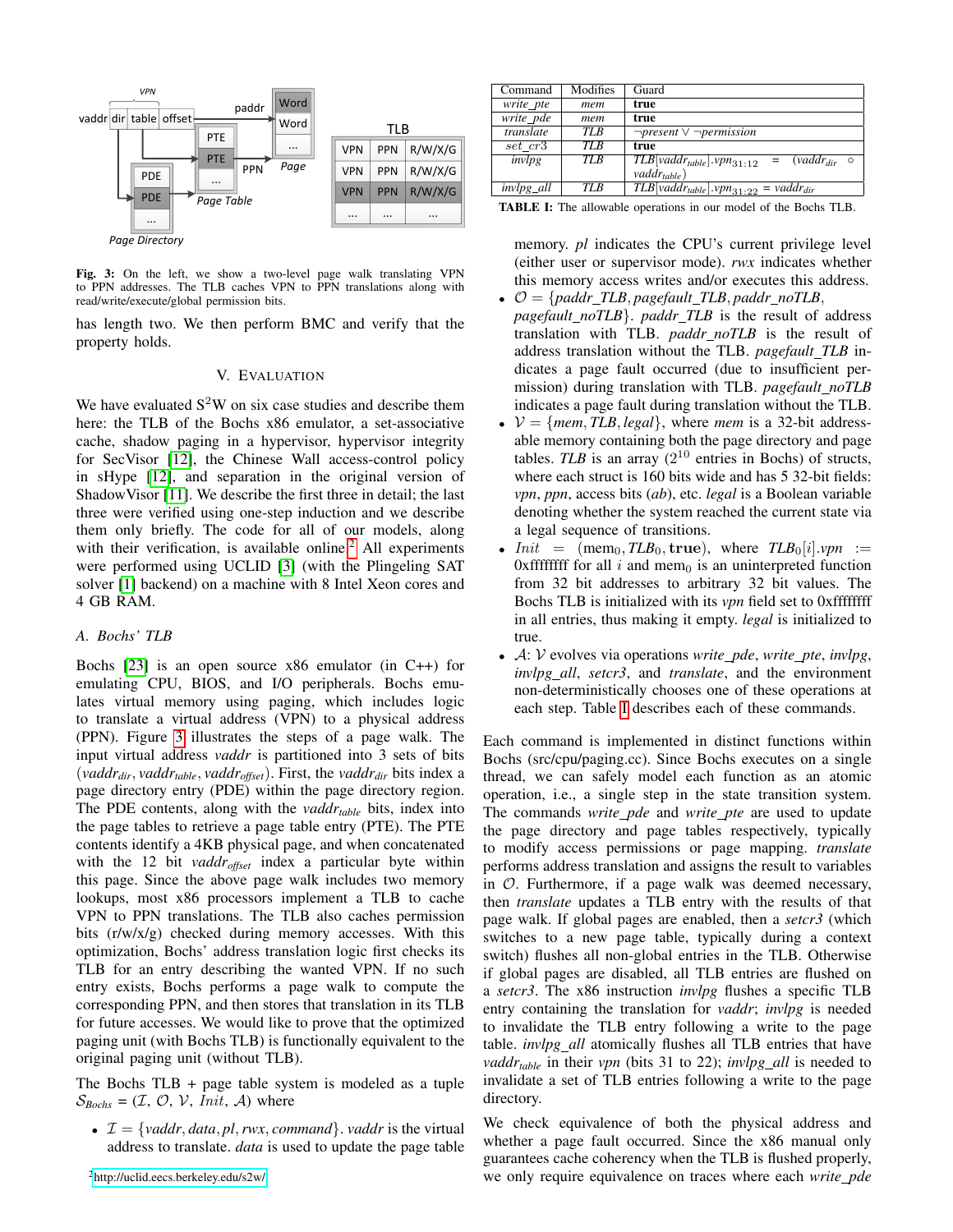Fig. 3: On the left, we show a two-level page walk translating VPN to PPN addresses. The TLB caches VPN to PPN translations along with read/write/execute/global permission bits.

has length two. We then perform BMC and verify that the property holds.

## V. Evaluation

We have evaluated S[2]W on six case studies and describe them here: the TLB of the Bochs x86 emulator, a set-associative cache, shadow paging in a hypervisor, hypervisor integrity for SecVisor [12], the Chinese Wall access-control policy in sHype [12], and separation in the original version of ShadowVisor [11]. We describe the first three in detail; the last three were verified using one-step induction and we describe them only briefly. The code for all of our models, along with their verification, is available online.[2] All experiments were performed using UCLID [3] (with the Plingeling SAT solver [1] backend) on a machine with 8 Intel Xeon cores and 4 GB RAM.

### A. Bochs' TLB

Bochs [23] is an open source x86 emulator (in C++) for emulating CPU, BIOS, and I/O peripherals. Bochs emulates virtual memory using paging, which includes logic to translate a virtual address (VPN) to a physical address (PPN). Figure 3 illustrates the steps of a page walk. The input virtual address *vaddr* is partitioned into 3 sets of bits ($vaddr_{dir}, vaddr_{table}, vaddr_{offset}$). First, the $vaddr_{dir}$ bits index a page directory entry (PDE) within the page directory region. The PDE contents, along with the $vaddr_{table}$ bits, index into the page tables to retrieve a page table entry (PTE). The PTE contents identify a 4KB physical page, and when concatenated with the 12 bit $vaddr_{offset}$ index a particular byte within this page. Since the above page walk includes two memory lookups, most x86 processors implement a TLB to cache VPN to PPN translations. The TLB also caches permission bits (r/w/x/g) checked during memory accesses. With this optimization, Bochs' address translation logic first checks its TLB for an entry describing the wanted VPN. If no such entry exists, Bochs performs a page walk to compute the corresponding PPN, and then stores that translation in its TLB for future accesses. We would like to prove that the optimized paging unit (with Bochs TLB) is functionally equivalent to the original paging unit (without TLB).

The Bochs TLB + page table system is modeled as a tuple $\mathcal{S}_{Bochs} = (\mathcal{I}, \mathcal{O}, \mathcal{V}, Init, \mathcal{A})$ where

- $\mathcal{I} = \{vaddr, data, pl, rwx, command\}$. *vaddr* is the virtual address to translate. *data* is used to update the page table memory. *pl* indicates the CPU's current privilege level (either user or supervisor mode). *rwx* indicates whether this memory access writes and/or executes this address.
- $\mathcal{O} = \{paddr\_TLB, pagefault\_TLB, paddr\_noTLB, pagefault\_noTLB\}$. *paddr_TLB* is the result of address translation with TLB. *paddr_noTLB* is the result of address translation without the TLB. *pagefault_TLB* indicates a page fault occurred (due to insufficient permission) during translation with TLB. *pagefault_noTLB* indicates a page fault during translation without the TLB.
- $\mathcal{V} = \{mem, TLB, legal\}$, where *mem* is a 32-bit addressable memory containing both the page directory and page tables. *TLB* is an array ($2^{10}$ entries in Bochs) of structs, where each struct is 160 bits wide and has 5 32-bit fields: *vpn*, *ppn*, access bits (*ab*), etc. *legal* is a Boolean variable denoting whether the system reached the current state via a legal sequence of transitions.
- $Init = (mem_0, TLB_0, \mathbf{true})$, where $TLB_0[i].vpn :=$ 0xffffffff for all $i$ and $mem_0$ is an uninterpreted function from 32 bit addresses to arbitrary 32 bit values. The Bochs TLB is initialized with its *vpn* field set to 0xffffffff in all entries, thus making it empty. *legal* is initialized to true.
- $\mathcal{A}$: $\mathcal{V}$ evolves via operations *write_pde*, *write_pte*, *invlpg*, *invlpg_all*, *setcr3*, and *translate*, and the environment non-deterministically chooses one of these operations at each step. Table I describes each of these commands.

| Command | Modifies | Guard |
|---|---|---|
| *write_pte* | *mem* | **true** |
| *write_pde* | *mem* | **true** |
| *translate* | *TLB* | $\neg present \vee \neg permission$ |
| *set_cr3* | *TLB* | **true** |
| *invlpg* | *TLB* | $TLB[vaddr_{table}].vpn_{31:12} = (vaddr_{dir} \circ vaddr_{table})$ |
| *invlpg_all* | *TLB* | $TLB[vaddr_{table}].vpn_{31:22} = vaddr_{dir}$ |

TABLE I: The allowable operations in our model of the Bochs TLB.

Each command is implemented in distinct functions within Bochs (src/cpu/paging.cc). Since Bochs executes on a single thread, we can safely model each function as an atomic operation, i.e., a single step in the state transition system. The commands *write_pde* and *write_pte* are used to update the page directory and page tables respectively, typically to modify access permissions or page mapping. *translate* performs address translation and assigns the result to variables in $\mathcal{O}$. Furthermore, if a page walk was deemed necessary, then *translate* updates a TLB entry with the results of that page walk. If global pages are enabled, then a *setcr3* (which switches to a new page table, typically during a context switch) flushes all non-global entries in the TLB. Otherwise if global pages are disabled, all TLB entries are flushed on a *setcr3*. The x86 instruction *invlpg* flushes a specific TLB entry containing the translation for *vaddr*; *invlpg* is needed to invalidate the TLB entry following a write to the page table. *invlpg_all* atomically flushes all TLB entries that have $vaddr_{table}$ in their *vpn* (bits 31 to 22); *invlpg_all* is needed to invalidate a set of TLB entries following a write to the page directory.

We check equivalence of both the physical address and whether a page fault occurred. Since the x86 manual only guarantees cache coherency when the TLB is flushed properly, we only require equivalence on traces where each *write_pde*

[2] http://uclid.eecs.berkeley.edu/s2w/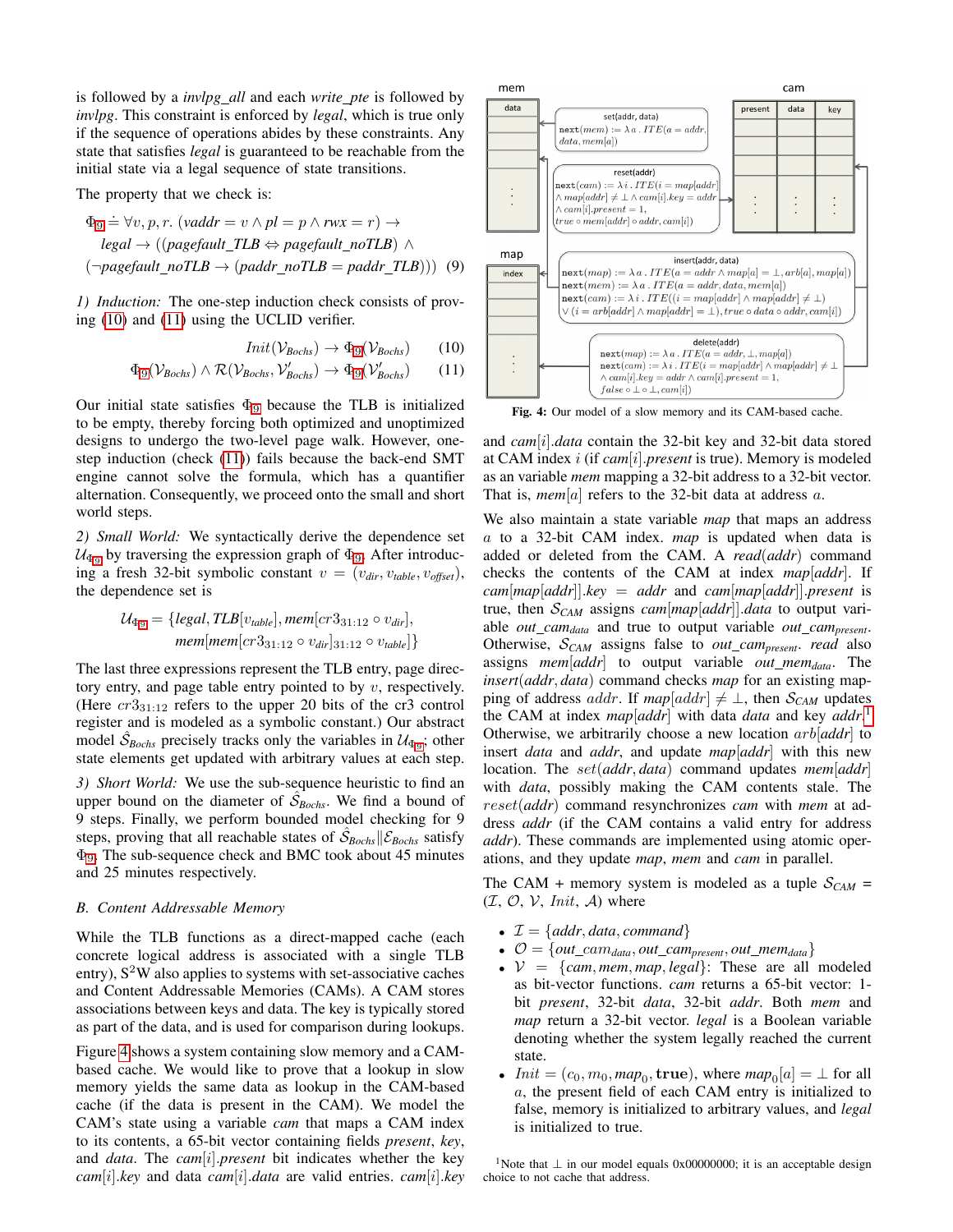is followed by a *invlpg_all* and each *write_pte* is followed by *invlpg*. This constraint is enforced by *legal*, which is true only if the sequence of operations abides by these constraints. Any state that satisfies *legal* is guaranteed to be reachable from the initial state via a legal sequence of state transitions.

The property that we check is:

$$\Phi_9 \doteq \forall v, p, r. \; (vaddr = v \wedge pl = p \wedge rwx = r) \rightarrow$$
$$legal \rightarrow ((pagefault\_TLB \Leftrightarrow pagefault\_noTLB) \wedge$$
$$(\neg pagefault\_noTLB \rightarrow (paddr\_noTLB = paddr\_TLB))) \quad (9)$$

*1) Induction:* The one-step induction check consists of proving (10) and (11) using the UCLID verifier.

$$Init(\mathcal{V}_{Bochs}) \rightarrow \Phi_9(\mathcal{V}_{Bochs}) \quad (10)$$

$$\Phi_9(\mathcal{V}_{Bochs}) \wedge \mathcal{R}(\mathcal{V}_{Bochs}, \mathcal{V}'_{Bochs}) \rightarrow \Phi_9(\mathcal{V}'_{Bochs}) \quad (11)$$

Our initial state satisfies $\Phi_9$ because the TLB is initialized to be empty, thereby forcing both optimized and unoptimized designs to undergo the two-level page walk. However, one-step induction (check (11)) fails because the back-end SMT engine cannot solve the formula, which has a quantifier alternation. Consequently, we proceed onto the small and short world steps.

*2) Small World:* We syntactically derive the dependence set $\mathcal{U}_{\Phi_9}$ by traversing the expression graph of $\Phi_9$. After introducing a fresh 32-bit symbolic constant $v = (v_{dir}, v_{table}, v_{offset})$, the dependence set is

$$\mathcal{U}_{\Phi_9} = \{legal, TLB[v_{table}], mem[cr3_{31:12} \circ v_{dir}],$$
$$mem[mem[cr3_{31:12} \circ v_{dir}]_{31:12} \circ v_{table}]\}$$

The last three expressions represent the TLB entry, page directory entry, and page table entry pointed to by $v$, respectively. (Here $cr3_{31:12}$ refers to the upper 20 bits of the cr3 control register and is modeled as a symbolic constant.) Our abstract model $\hat{\mathcal{S}}_{Bochs}$ precisely tracks only the variables in $\mathcal{U}_{\Phi_9}$; other state elements get updated with arbitrary values at each step.

*3) Short World:* We use the sub-sequence heuristic to find an upper bound on the diameter of $\hat{\mathcal{S}}_{Bochs}$. We find a bound of 9 steps. Finally, we perform bounded model checking for 9 steps, proving that all reachable states of $\hat{\mathcal{S}}_{Bochs} \| \mathcal{E}_{Bochs}$ satisfy $\Phi_9$. The sub-sequence check and BMC took about 45 minutes and 25 minutes respectively.

### B. Content Addressable Memory

While the TLB functions as a direct-mapped cache (each concrete logical address is associated with a single TLB entry), S[2]W also applies to systems with set-associative caches and Content Addressable Memories (CAMs). A CAM stores associations between keys and data. The key is typically stored as part of the data, and is used for comparison during lookups.

Figure 4 shows a system containing slow memory and a CAM-based cache. We would like to prove that a lookup in slow memory yields the same data as lookup in the CAM-based cache (if the data is present in the CAM). We model the CAM's state using a variable *cam* that maps a CAM index to its contents, a 65-bit vector containing fields *present*, *key*, and *data*. The $cam[i].present$ bit indicates whether the key $cam[i].key$ and data $cam[i].data$ are valid entries. $cam[i].key$ and $cam[i].data$ contain the 32-bit key and 32-bit data stored at CAM index $i$ (if $cam[i].present$ is true). Memory is modeled as an variable *mem* mapping a 32-bit address to a 32-bit vector. That is, $mem[a]$ refers to the 32-bit data at address $a$.

mem | cam (present, data, key) | map (index)

set(addr, data): $\texttt{next}(mem) := \lambda\, a \,.\, ITE(a = addr, data, mem[a])$

reset(addr): $\texttt{next}(cam) := \lambda\, i \,.\, ITE(i = map[addr] \wedge map[addr] \neq \bot \wedge cam[i].key = addr \wedge cam[i].present = 1, true \circ mem[addr] \circ addr, cam[i])$

insert(addr, data): $\texttt{next}(map) := \lambda\, a \,.\, ITE(a = addr \wedge map[a] = \bot, arb[a], map[a])$; $\texttt{next}(mem) := \lambda\, a \,.\, ITE(a = addr, data, mem[a])$; $\texttt{next}(cam) := \lambda\, i \,.\, ITE((i = map[addr] \wedge map[addr] \neq \bot) \vee (i = arb[addr] \wedge map[addr] = \bot), true \circ data \circ addr, cam[i])$

delete(addr): $\texttt{next}(map) := \lambda\, a \,.\, ITE(a = addr, \bot, map[a])$; $\texttt{next}(cam) := \lambda\, i \,.\, ITE(i = map[addr] \wedge map[addr] \neq \bot \wedge cam[i].key = addr \wedge cam[i].present = 1, false \circ \bot \circ \bot, cam[i])$

**Fig. 4:** Our model of a slow memory and its CAM-based cache.

We also maintain a state variable *map* that maps an address $a$ to a 32-bit CAM index. *map* is updated when data is added or deleted from the CAM. A $read(addr)$ command checks the contents of the CAM at index $map[addr]$. If $cam[map[addr]].key = addr$ and $cam[map[addr]].present$ is true, then $\mathcal{S}_{CAM}$ assigns $cam[map[addr]].data$ to output variable $out\_cam_{data}$ and true to output variable $out\_cam_{present}$. Otherwise, $\mathcal{S}_{CAM}$ assigns false to $out\_cam_{present}$. *read* also assigns $mem[addr]$ to output variable $out\_mem_{data}$. The $insert(addr, data)$ command checks *map* for an existing mapping of address $addr$. If $map[addr] \neq \bot$, then $\mathcal{S}_{CAM}$ updates the CAM at index $map[addr]$ with data *data* and key *addr*.[1] Otherwise, we arbitrarily choose a new location $arb[addr]$ to insert *data* and *addr*, and update $map[addr]$ with this new location. The $set(addr, data)$ command updates $mem[addr]$ with *data*, possibly making the CAM contents stale. The $reset(addr)$ command resynchronizes *cam* with *mem* at address *addr* (if the CAM contains a valid entry for address *addr*). These commands are implemented using atomic operations, and they update *map*, *mem* and *cam* in parallel.

The CAM + memory system is modeled as a tuple $\mathcal{S}_{CAM} = (\mathcal{I}, \mathcal{O}, \mathcal{V}, Init, \mathcal{A})$ where

- $\mathcal{I} = \{addr, data, command\}$
- $\mathcal{O} = \{out\_cam_{data}, out\_cam_{present}, out\_mem_{data}\}$
- $\mathcal{V} = \{cam, mem, map, legal\}$: These are all modeled as bit-vector functions. *cam* returns a 65-bit vector: 1-bit *present*, 32-bit *data*, 32-bit *addr*. Both *mem* and *map* return a 32-bit vector. *legal* is a Boolean variable denoting whether the system legally reached the current state.
- $Init = (c_0, m_0, map_0, \mathbf{true})$, where $map_0[a] = \bot$ for all $a$, the present field of each CAM entry is initialized to false, memory is initialized to arbitrary values, and *legal* is initialized to true.

[1] Note that $\bot$ in our model equals 0x00000000; it is an acceptable design choice to not cache that address.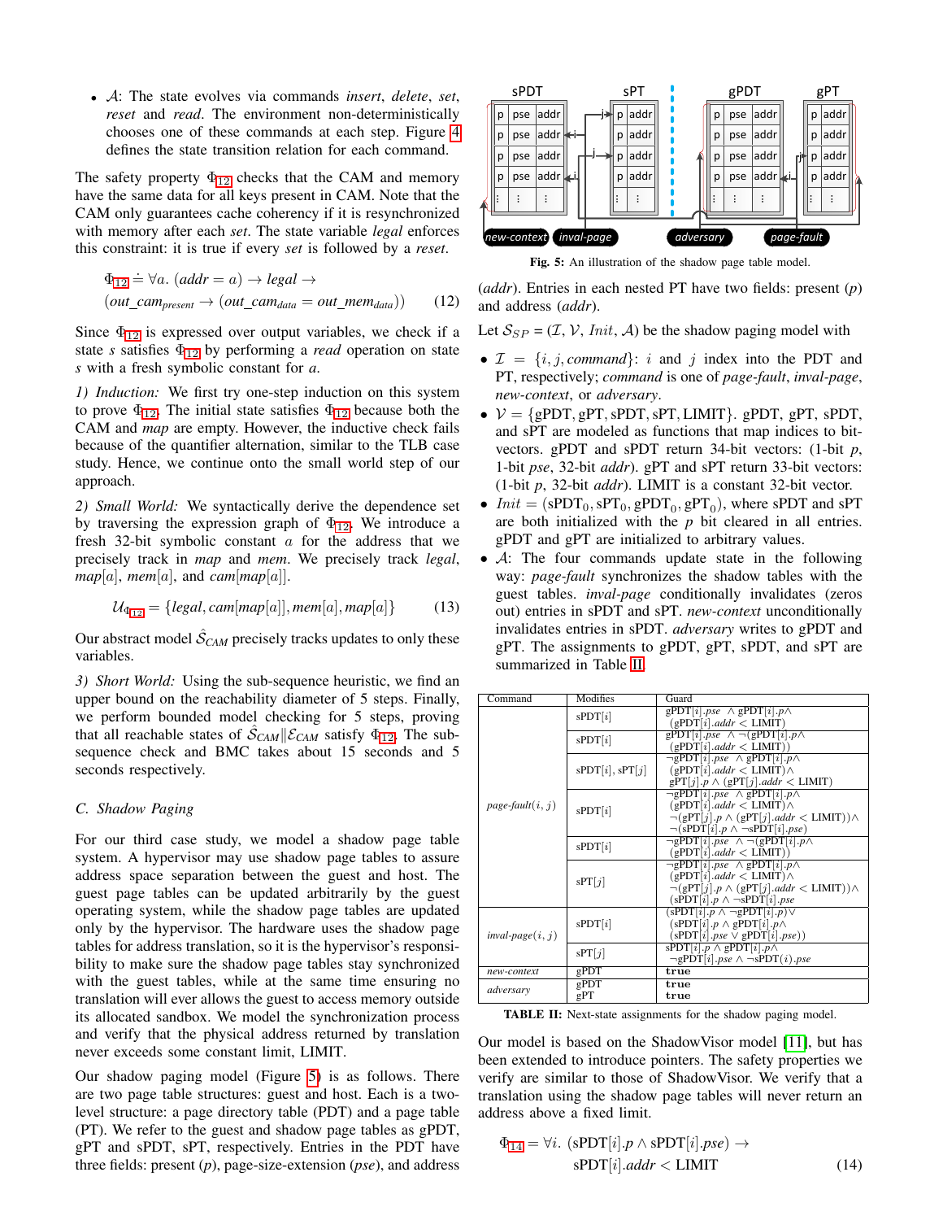- $\mathcal{A}$: The state evolves via commands *insert*, *delete*, *set*, *reset* and *read*. The environment non-deterministically chooses one of these commands at each step. Figure 4 defines the state transition relation for each command.

The safety property $\Phi_{12}$ checks that the CAM and memory have the same data for all keys present in CAM. Note that the CAM only guarantees cache coherency if it is resynchronized with memory after each *set*. The state variable *legal* enforces this constraint: it is true if every *set* is followed by a *reset*.

$$\Phi_{12} \doteq \forall a.\ (addr = a) \rightarrow legal \rightarrow (out\_cam_{present} \rightarrow (out\_cam_{data} = out\_mem_{data})) \quad (12)$$

Since $\Phi_{12}$ is expressed over output variables, we check if a state $s$ satisfies $\Phi_{12}$ by performing a *read* operation on state $s$ with a fresh symbolic constant for $a$.

*1) Induction:* We first try one-step induction on this system to prove $\Phi_{12}$. The initial state satisfies $\Phi_{12}$ because both the CAM and *map* are empty. However, the inductive check fails because of the quantifier alternation, similar to the TLB case study. Hence, we continue onto the small world step of our approach.

*2) Small World:* We syntactically derive the dependence set by traversing the expression graph of $\Phi_{12}$. We introduce a fresh 32-bit symbolic constant $a$ for the address that we precisely track in *map* and *mem*. We precisely track *legal*, $map[a]$, $mem[a]$, and $cam[map[a]]$.

$$\mathcal{U}_{\Phi_{12}} = \{legal, cam[map[a]], mem[a], map[a]\} \quad (13)$$

Our abstract model $\hat{\mathcal{S}}_{CAM}$ precisely tracks updates to only these variables.

*3) Short World:* Using the sub-sequence heuristic, we find an upper bound on the reachability diameter of 5 steps. Finally, we perform bounded model checking for 5 steps, proving that all reachable states of $\hat{\mathcal{S}}_{CAM} \| \mathcal{E}_{CAM}$ satisfy $\Phi_{12}$. The sub-sequence check and BMC takes about 15 seconds and 5 seconds respectively.

## C. Shadow Paging

For our third case study, we model a shadow page table system. A hypervisor may use shadow page tables to assure address space separation between the guest and host. The guest page tables can be updated arbitrarily by the guest operating system, while the shadow page tables are updated only by the hypervisor. The hardware uses the shadow page tables for address translation, so it is the hypervisor's responsibility to make sure the shadow page tables stay synchronized with the guest tables, while at the same time ensuring no translation will ever allows the guest to access memory outside its allocated sandbox. We model the synchronization process and verify that the physical address returned by translation never exceeds some constant limit, LIMIT.

Our shadow paging model (Figure 5) is as follows. There are two page table structures: guest and host. Each is a two-level structure: a page directory table (PDT) and a page table (PT). We refer to the guest and shadow page tables as gPDT, gPT and sPDT, sPT, respectively. Entries in the PDT have three fields: present ($p$), page-size-extension ($pse$), and address ($addr$). Entries in each nested PT have two fields: present ($p$) and address ($addr$).

**Fig. 5:** An illustration of the shadow page table model.

Let $\mathcal{S}_{SP} = (\mathcal{I}, \mathcal{V}, Init, \mathcal{A})$ be the shadow paging model with

- $\mathcal{I} = \{i, j, command\}$: $i$ and $j$ index into the PDT and PT, respectively; *command* is one of *page-fault*, *inval-page*, *new-context*, or *adversary*.
- $\mathcal{V} = \{$gPDT, gPT, sPDT, sPT, LIMIT$\}$. gPDT, gPT, sPDT, and sPT are modeled as functions that map indices to bit-vectors. gPDT and sPDT return 34-bit vectors: (1-bit $p$, 1-bit $pse$, 32-bit $addr$). gPT and sPT return 33-bit vectors: (1-bit $p$, 32-bit $addr$). LIMIT is a constant 32-bit vector.
- $Init = (\text{sPDT}_0, \text{sPT}_0, \text{gPDT}_0, \text{gPT}_0)$, where sPDT and sPT are both initialized with the $p$ bit cleared in all entries. gPDT and gPT are initialized to arbitrary values.
- $\mathcal{A}$: The four commands update state in the following way: *page-fault* synchronizes the shadow tables with the guest tables. *inval-page* conditionally invalidates (zeros out) entries in sPDT and sPT. *new-context* unconditionally invalidates entries in sPDT. *adversary* writes to gPDT and gPT. The assignments to gPDT, gPT, sPDT, and sPT are summarized in Table II.

| Command | Modifies | Guard |
|---|---|---|
| *page-fault*$(i, j)$ | sPDT$[i]$ | gPDT$[i].pse$ $\wedge$ gPDT$[i].p \wedge$ (gPDT$[i].addr <$ LIMIT) |
| | sPDT$[i]$ | gPDT$[i].pse$ $\wedge \neg$(gPDT$[i].p \wedge$ (gPDT$[i].addr <$ LIMIT)) |
| | sPDT$[i]$, sPT$[j]$ | $\neg$gPDT$[i].pse$ $\wedge$ gPDT$[i].p \wedge$ (gPDT$[i].addr <$ LIMIT)$\wedge$ gPT$[j].p \wedge$ (gPT$[j].addr <$ LIMIT) |
| | sPDT$[i]$ | $\neg$gPDT$[i].pse$ $\wedge$ gPDT$[i].p \wedge$ (gPDT$[i].addr <$ LIMIT)$\wedge$ $\neg$(gPT$[j].p \wedge$ (gPT$[j].addr <$ LIMIT))$\wedge$ $\neg$(sPDT$[i].p \wedge \neg$sPDT$[i].pse$) |
| | sPDT$[i]$ | $\neg$gPDT$[i].pse$ $\wedge \neg$(gPDT$[i].p \wedge$ (gPDT$[i].addr <$ LIMIT)) |
| | sPT$[j]$ | $\neg$gPDT$[i].pse$ $\wedge$ gPDT$[i].p \wedge$ (gPDT$[i].addr <$ LIMIT)$\wedge$ $\neg$(gPT$[j].p \wedge$ (gPT$[j].addr <$ LIMIT))$\wedge$ (sPDT$[i].p \wedge \neg$sPDT$[i].pse$) |
| *inval-page*$(i, j)$ | sPDT$[i]$ | (sPDT$[i].p \wedge \neg$gPDT$[i].p$)$\vee$ (sPDT$[i].p \wedge$ gPDT$[i].p \wedge$ (sPDT$[i].pse \vee$ gPDT$[i].pse$)) |
| | sPT$[j]$ | sPDT$[i].p \wedge$ gPDT$[i].p \wedge$ $\neg$gPDT$[i].pse \wedge \neg$sPDT$(i).pse$ |
| *new-context* | gPDT | **true** |
| *adversary* | gPDT | **true** |
| | gPT | **true** |

**TABLE II:** Next-state assignments for the shadow paging model.

Our model is based on the ShadowVisor model [11], but has been extended to introduce pointers. The safety properties we verify are similar to those of ShadowVisor. We verify that a translation using the shadow page tables will never return an address above a fixed limit.

$$\Phi_{14} = \forall i.\ (\text{sPDT}[i].p \wedge \text{sPDT}[i].pse) \rightarrow \text{sPDT}[i].addr < \text{LIMIT} \quad (14)$$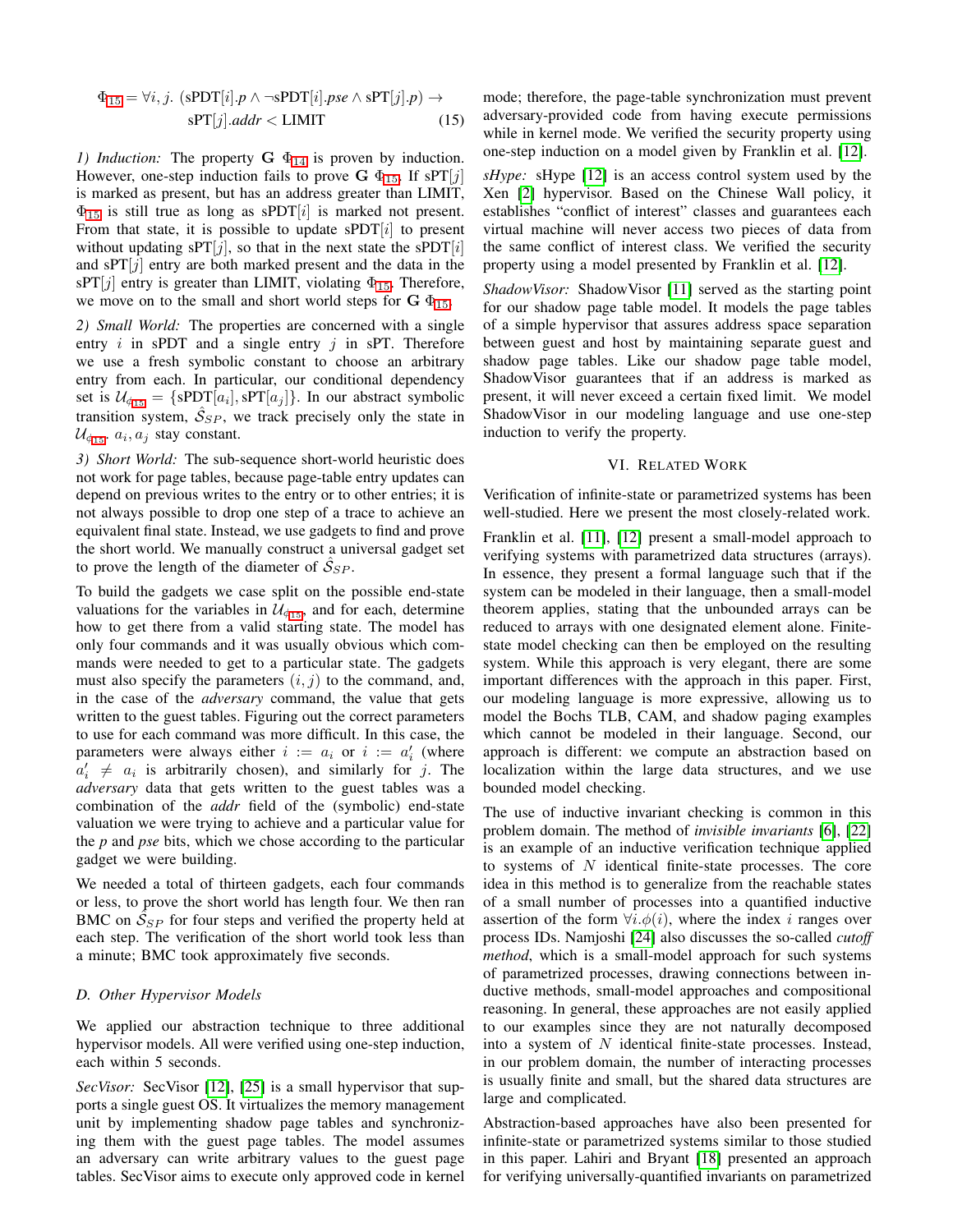$$\Phi_{15} = \forall i, j.\ (\text{sPDT}[i].p \wedge \neg\text{sPDT}[i].pse \wedge \text{sPT}[j].p) \rightarrow \text{sPT}[j].addr < \text{LIMIT} \quad (15)$$

*1) Induction:* The property $\mathbf{G}\ \Phi_{14}$ is proven by induction. However, one-step induction fails to prove $\mathbf{G}\ \Phi_{15}$. If sPT$[j]$ is marked as present, but has an address greater than LIMIT, $\Phi_{15}$ is still true as long as sPDT$[i]$ is marked not present. From that state, it is possible to update sPDT$[i]$ to present without updating sPT$[j]$, so that in the next state the sPDT$[i]$ and sPT$[j]$ entry are both marked present and the data in the sPT$[j]$ entry is greater than LIMIT, violating $\Phi_{15}$. Therefore, we move on to the small and short world steps for $\mathbf{G}\ \Phi_{15}$.

*2) Small World:* The properties are concerned with a single entry $i$ in sPDT and a single entry $j$ in sPT. Therefore we use a fresh symbolic constant to choose an arbitrary entry from each. In particular, our conditional dependency set is $\mathcal{U}_{\phi_{15}} = \{\text{sPDT}[a_i], \text{sPT}[a_j]\}$. In our abstract symbolic transition system, $\hat{\mathcal{S}}_{SP}$, we track precisely only the state in $\mathcal{U}_{\phi_{15}}$. $a_i, a_j$ stay constant.

*3) Short World:* The sub-sequence short-world heuristic does not work for page tables, because page-table entry updates can depend on previous writes to the entry or to other entries; it is not always possible to drop one step of a trace to achieve an equivalent final state. Instead, we use gadgets to find and prove the short world. We manually construct a universal gadget set to prove the length of the diameter of $\hat{\mathcal{S}}_{SP}$.

To build the gadgets we case split on the possible end-state valuations for the variables in $\mathcal{U}_{\phi_{15}}$, and for each, determine how to get there from a valid starting state. The model has only four commands and it was usually obvious which commands were needed to get to a particular state. The gadgets must also specify the parameters $(i, j)$ to the command, and, in the case of the *adversary* command, the value that gets written to the guest tables. Figuring out the correct parameters to use for each command was more difficult. In this case, the parameters were always either $i := a_i$ or $i := a'_i$ (where $a'_i \neq a_i$ is arbitrarily chosen), and similarly for $j$. The *adversary* data that gets written to the guest tables was a combination of the *addr* field of the (symbolic) end-state valuation we were trying to achieve and a particular value for the *p* and *pse* bits, which we chose according to the particular gadget we were building.

We needed a total of thirteen gadgets, each four commands or less, to prove the short world has length four. We then ran BMC on $\hat{\mathcal{S}}_{SP}$ for four steps and verified the property held at each step. The verification of the short world took less than a minute; BMC took approximately five seconds.

### D. Other Hypervisor Models

We applied our abstraction technique to three additional hypervisor models. All were verified using one-step induction, each within 5 seconds.

*SecVisor:* SecVisor [12], [25] is a small hypervisor that supports a single guest OS. It virtualizes the memory management unit by implementing shadow page tables and synchronizing them with the guest page tables. The model assumes an adversary can write arbitrary values to the guest page tables. SecVisor aims to execute only approved code in kernel mode; therefore, the page-table synchronization must prevent adversary-provided code from having execute permissions while in kernel mode. We verified the security property using one-step induction on a model given by Franklin et al. [12].

*sHype:* sHype [12] is an access control system used by the Xen [2] hypervisor. Based on the Chinese Wall policy, it establishes "conflict of interest" classes and guarantees each virtual machine will never access two pieces of data from the same conflict of interest class. We verified the security property using a model presented by Franklin et al. [12].

*ShadowVisor:* ShadowVisor [11] served as the starting point for our shadow page table model. It models the page tables of a simple hypervisor that assures address space separation between guest and host by maintaining separate guest and shadow page tables. Like our shadow page table model, ShadowVisor guarantees that if an address is marked as present, it will never exceed a certain fixed limit. We model ShadowVisor in our modeling language and use one-step induction to verify the property.

## VI. Related Work

Verification of infinite-state or parametrized systems has been well-studied. Here we present the most closely-related work.

Franklin et al. [11], [12] present a small-model approach to verifying systems with parametrized data structures (arrays). In essence, they present a formal language such that if the system can be modeled in their language, then a small-model theorem applies, stating that the unbounded arrays can be reduced to arrays with one designated element alone. Finite-state model checking can then be employed on the resulting system. While this approach is very elegant, there are some important differences with the approach in this paper. First, our modeling language is more expressive, allowing us to model the Bochs TLB, CAM, and shadow paging examples which cannot be modeled in their language. Second, our approach is different: we compute an abstraction based on localization within the large data structures, and we use bounded model checking.

The use of inductive invariant checking is common in this problem domain. The method of *invisible invariants* [6], [22] is an example of an inductive verification technique applied to systems of $N$ identical finite-state processes. The core idea in this method is to generalize from the reachable states of a small number of processes into a quantified inductive assertion of the form $\forall i.\phi(i)$, where the index $i$ ranges over process IDs. Namjoshi [24] also discusses the so-called *cutoff method*, which is a small-model approach for such systems of parametrized processes, drawing connections between inductive methods, small-model approaches and compositional reasoning. In general, these approaches are not easily applied to our examples since they are not naturally decomposed into a system of $N$ identical finite-state processes. Instead, in our problem domain, the number of interacting processes is usually finite and small, but the shared data structures are large and complicated.

Abstraction-based approaches have also been presented for infinite-state or parametrized systems similar to those studied in this paper. Lahiri and Bryant [18] presented an approach for verifying universally-quantified invariants on parametrized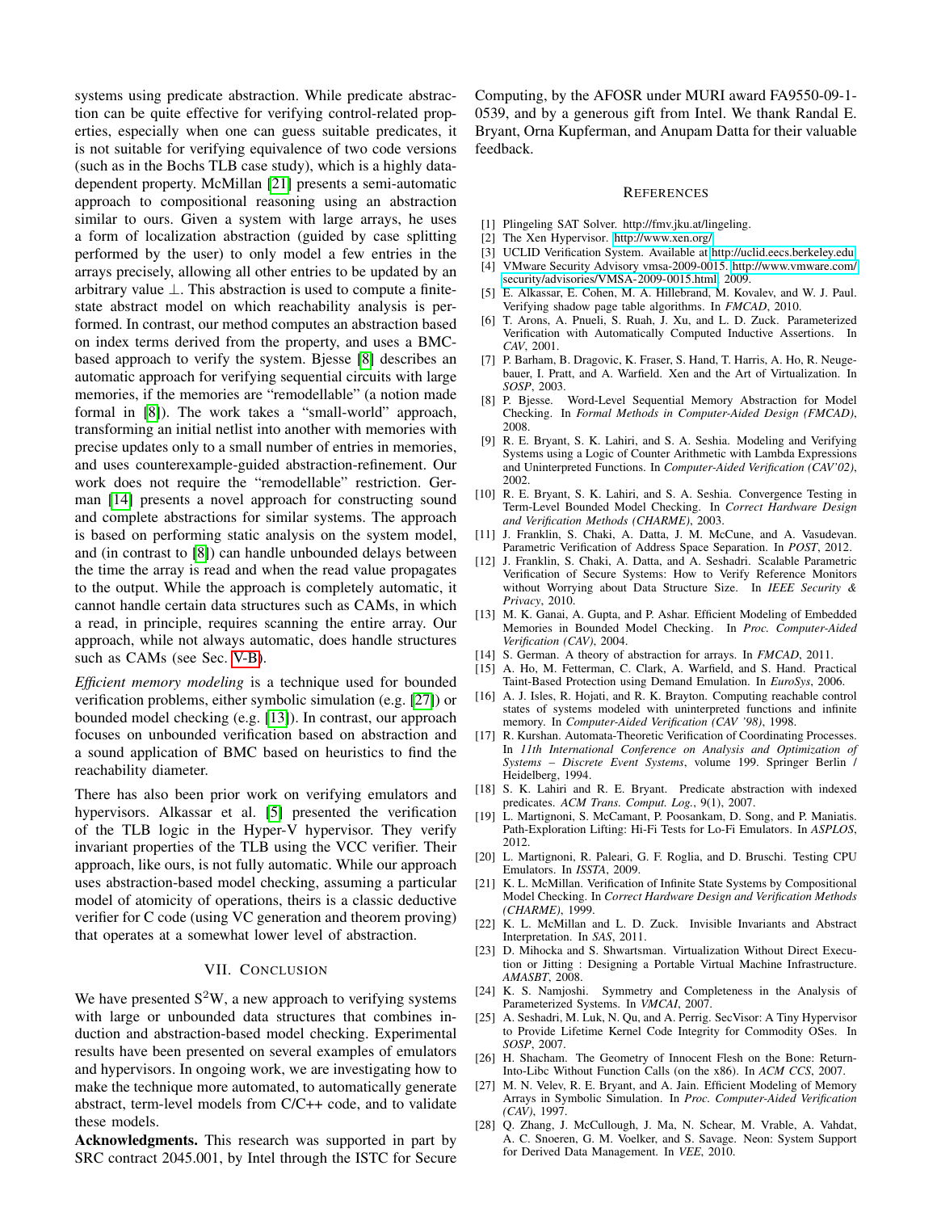systems using predicate abstraction. While predicate abstraction can be quite effective for verifying control-related properties, especially when one can guess suitable predicates, it is not suitable for verifying equivalence of two code versions (such as in the Bochs TLB case study), which is a highly data-dependent property. McMillan [21] presents a semi-automatic approach to compositional reasoning using an abstraction similar to ours. Given a system with large arrays, he uses a form of localization abstraction (guided by case splitting performed by the user) to only model a few entries in the arrays precisely, allowing all other entries to be updated by an arbitrary value $\perp$. This abstraction is used to compute a finite-state abstract model on which reachability analysis is performed. In contrast, our method computes an abstraction based on index terms derived from the property, and uses a BMC-based approach to verify the system. Bjesse [8] describes an automatic approach for verifying sequential circuits with large memories, if the memories are "remodellable" (a notion made formal in [8]). The work takes a "small-world" approach, transforming an initial netlist into another with memories with precise updates only to a small number of entries in memories, and uses counterexample-guided abstraction-refinement. Our work does not require the "remodellable" restriction. German [14] presents a novel approach for constructing sound and complete abstractions for similar systems. The approach is based on performing static analysis on the system model, and (in contrast to [8]) can handle unbounded delays between the time the array is read and when the read value propagates to the output. While the approach is completely automatic, it cannot handle certain data structures such as CAMs, in which a read, in principle, requires scanning the entire array. Our approach, while not always automatic, does handle structures such as CAMs (see Sec. V-B).

*Efficient memory modeling* is a technique used for bounded verification problems, either symbolic simulation (e.g. [27]) or bounded model checking (e.g. [13]). In contrast, our approach focuses on unbounded verification based on abstraction and a sound application of BMC based on heuristics to find the reachability diameter.

There has also been prior work on verifying emulators and hypervisors. Alkassar et al. [5] presented the verification of the TLB logic in the Hyper-V hypervisor. They verify invariant properties of the TLB using the VCC verifier. Their approach, like ours, is not fully automatic. While our approach uses abstraction-based model checking, assuming a particular model of atomicity of operations, theirs is a classic deductive verifier for C code (using VC generation and theorem proving) that operates at a somewhat lower level of abstraction.

## VII. Conclusion

We have presented $S^2W$, a new approach to verifying systems with large or unbounded data structures that combines induction and abstraction-based model checking. Experimental results have been presented on several examples of emulators and hypervisors. In ongoing work, we are investigating how to make the technique more automated, to automatically generate abstract, term-level models from C/C++ code, and to validate these models.

**Acknowledgments.** This research was supported in part by SRC contract 2045.001, by Intel through the ISTC for Secure Computing, by the AFOSR under MURI award FA9550-09-1-0539, and by a generous gift from Intel. We thank Randal E. Bryant, Orna Kupferman, and Anupam Datta for their valuable feedback.

## References

[1] Plingeling SAT Solver. http://fmv.jku.at/lingeling.

[2] The Xen Hypervisor. http://www.xen.org/.

[3] UCLID Verification System. Available at http://uclid.eecs.berkeley.edu.

[4] VMware Security Advisory vmsa-2009-0015. http://www.vmware.com/security/advisories/VMSA-2009-0015.html, 2009.

[5] E. Alkassar, E. Cohen, M. A. Hillebrand, M. Kovalev, and W. J. Paul. Verifying shadow page table algorithms. In *FMCAD*, 2010.

[6] T. Arons, A. Pnueli, S. Ruah, J. Xu, and L. D. Zuck. Parameterized Verification with Automatically Computed Inductive Assertions. In *CAV*, 2001.

[7] P. Barham, B. Dragovic, K. Fraser, S. Hand, T. Harris, A. Ho, R. Neugebauer, I. Pratt, and A. Warfield. Xen and the Art of Virtualization. In *SOSP*, 2003.

[8] P. Bjesse. Word-Level Sequential Memory Abstraction for Model Checking. In *Formal Methods in Computer-Aided Design (FMCAD)*, 2008.

[9] R. E. Bryant, S. K. Lahiri, and S. A. Seshia. Modeling and Verifying Systems using a Logic of Counter Arithmetic with Lambda Expressions and Uninterpreted Functions. In *Computer-Aided Verification (CAV'02)*, 2002.

[10] R. E. Bryant, S. K. Lahiri, and S. A. Seshia. Convergence Testing in Term-Level Bounded Model Checking. In *Correct Hardware Design and Verification Methods (CHARME)*, 2003.

[11] J. Franklin, S. Chaki, A. Datta, J. M. McCune, and A. Vasudevan. Parametric Verification of Address Space Separation. In *POST*, 2012.

[12] J. Franklin, S. Chaki, A. Datta, and A. Seshadri. Scalable Parametric Verification of Secure Systems: How to Verify Reference Monitors without Worrying about Data Structure Size. In *IEEE Security & Privacy*, 2010.

[13] M. K. Ganai, A. Gupta, and P. Ashar. Efficient Modeling of Embedded Memories in Bounded Model Checking. In *Proc. Computer-Aided Verification (CAV)*, 2004.

[14] S. German. A theory of abstraction for arrays. In *FMCAD*, 2011.

[15] A. Ho, M. Fetterman, C. Clark, A. Warfield, and S. Hand. Practical Taint-Based Protection using Demand Emulation. In *EuroSys*, 2006.

[16] A. J. Isles, R. Hojati, and R. K. Brayton. Computing reachable control states of systems modeled with uninterpreted functions and infinite memory. In *Computer-Aided Verification (CAV '98)*, 1998.

[17] R. Kurshan. Automata-Theoretic Verification of Coordinating Processes. In *11th International Conference on Analysis and Optimization of Systems – Discrete Event Systems*, volume 199. Springer Berlin / Heidelberg, 1994.

[18] S. K. Lahiri and R. E. Bryant. Predicate abstraction with indexed predicates. *ACM Trans. Comput. Log.*, 9(1), 2007.

[19] L. Martignoni, S. McCamant, P. Poosankam, D. Song, and P. Maniatis. Path-Exploration Lifting: Hi-Fi Tests for Lo-Fi Emulators. In *ASPLOS*, 2012.

[20] L. Martignoni, R. Paleari, G. F. Roglia, and D. Bruschi. Testing CPU Emulators. In *ISSTA*, 2009.

[21] K. L. McMillan. Verification of Infinite State Systems by Compositional Model Checking. In *Correct Hardware Design and Verification Methods (CHARME)*, 1999.

[22] K. L. McMillan and L. D. Zuck. Invisible Invariants and Abstract Interpretation. In *SAS*, 2011.

[23] D. Mihocka and S. Shwartsman. Virtualization Without Direct Execution or Jitting : Designing a Portable Virtual Machine Infrastructure. *AMASBT*, 2008.

[24] K. S. Namjoshi. Symmetry and Completeness in the Analysis of Parameterized Systems. In *VMCAI*, 2007.

[25] A. Seshadri, M. Luk, N. Qu, and A. Perrig. SecVisor: A Tiny Hypervisor to Provide Lifetime Kernel Code Integrity for Commodity OSes. In *SOSP*, 2007.

[26] H. Shacham. The Geometry of Innocent Flesh on the Bone: Return-Into-Libc Without Function Calls (on the x86). In *ACM CCS*, 2007.

[27] M. N. Velev, R. E. Bryant, and A. Jain. Efficient Modeling of Memory Arrays in Symbolic Simulation. In *Proc. Computer-Aided Verification (CAV)*, 1997.

[28] Q. Zhang, J. McCullough, J. Ma, N. Schear, M. Vrable, A. Vahdat, A. C. Snoeren, G. M. Voelker, and S. Savage. Neon: System Support for Derived Data Management. In *VEE*, 2010.